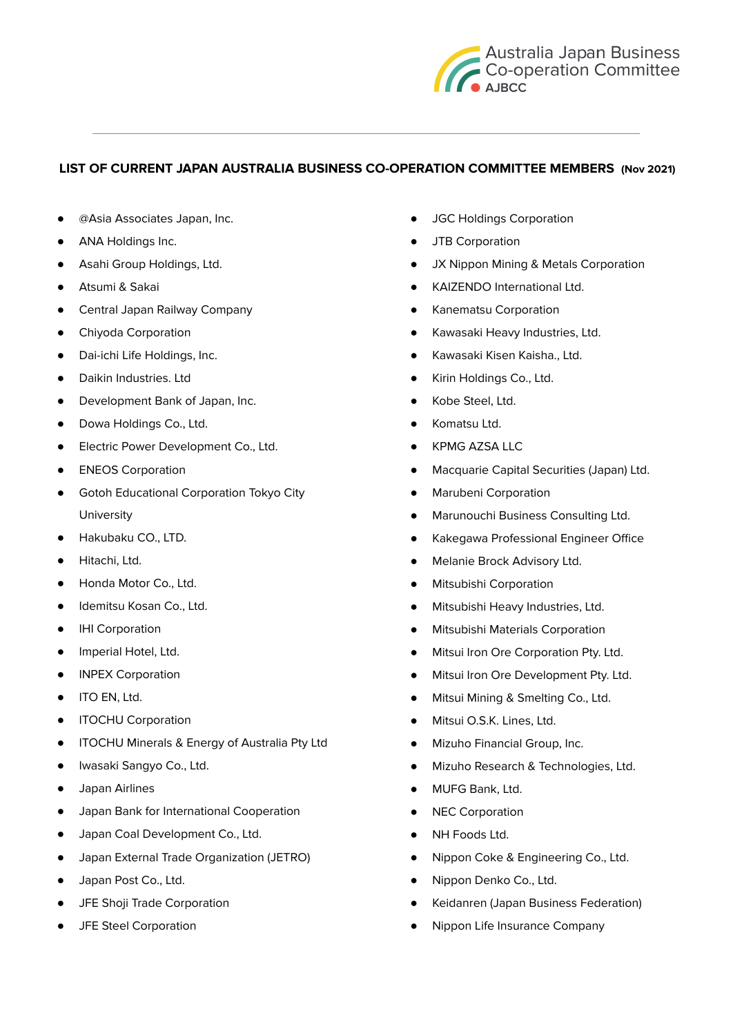Australia Japan Business Co-operation Committee
AJBCC

---

## LIST OF CURRENT JAPAN AUSTRALIA BUSINESS CO-OPERATION COMMITTEE MEMBERS (Nov 2021)

- @Asia Associates Japan, Inc.
- ANA Holdings Inc.
- Asahi Group Holdings, Ltd.
- Atsumi & Sakai
- Central Japan Railway Company
- Chiyoda Corporation
- Dai-ichi Life Holdings, Inc.
- Daikin Industries. Ltd
- Development Bank of Japan, Inc.
- Dowa Holdings Co., Ltd.
- Electric Power Development Co., Ltd.
- ENEOS Corporation
- Gotoh Educational Corporation Tokyo City University
- Hakubaku CO., LTD.
- Hitachi, Ltd.
- Honda Motor Co., Ltd.
- Idemitsu Kosan Co., Ltd.
- IHI Corporation
- Imperial Hotel, Ltd.
- INPEX Corporation
- ITO EN, Ltd.
- ITOCHU Corporation
- ITOCHU Minerals & Energy of Australia Pty Ltd
- Iwasaki Sangyo Co., Ltd.
- Japan Airlines
- Japan Bank for International Cooperation
- Japan Coal Development Co., Ltd.
- Japan External Trade Organization (JETRO)
- Japan Post Co., Ltd.
- JFE Shoji Trade Corporation
- JFE Steel Corporation
- JGC Holdings Corporation
- JTB Corporation
- JX Nippon Mining & Metals Corporation
- KAIZENDO International Ltd.
- Kanematsu Corporation
- Kawasaki Heavy Industries, Ltd.
- Kawasaki Kisen Kaisha., Ltd.
- Kirin Holdings Co., Ltd.
- Kobe Steel, Ltd.
- Komatsu Ltd.
- KPMG AZSA LLC
- Macquarie Capital Securities (Japan) Ltd.
- Marubeni Corporation
- Marunouchi Business Consulting Ltd.
- Kakegawa Professional Engineer Office
- Melanie Brock Advisory Ltd.
- Mitsubishi Corporation
- Mitsubishi Heavy Industries, Ltd.
- Mitsubishi Materials Corporation
- Mitsui Iron Ore Corporation Pty. Ltd.
- Mitsui Iron Ore Development Pty. Ltd.
- Mitsui Mining & Smelting Co., Ltd.
- Mitsui O.S.K. Lines, Ltd.
- Mizuho Financial Group, Inc.
- Mizuho Research & Technologies, Ltd.
- MUFG Bank, Ltd.
- NEC Corporation
- NH Foods Ltd.
- Nippon Coke & Engineering Co., Ltd.
- Nippon Denko Co., Ltd.
- Keidanren (Japan Business Federation)
- Nippon Life Insurance Company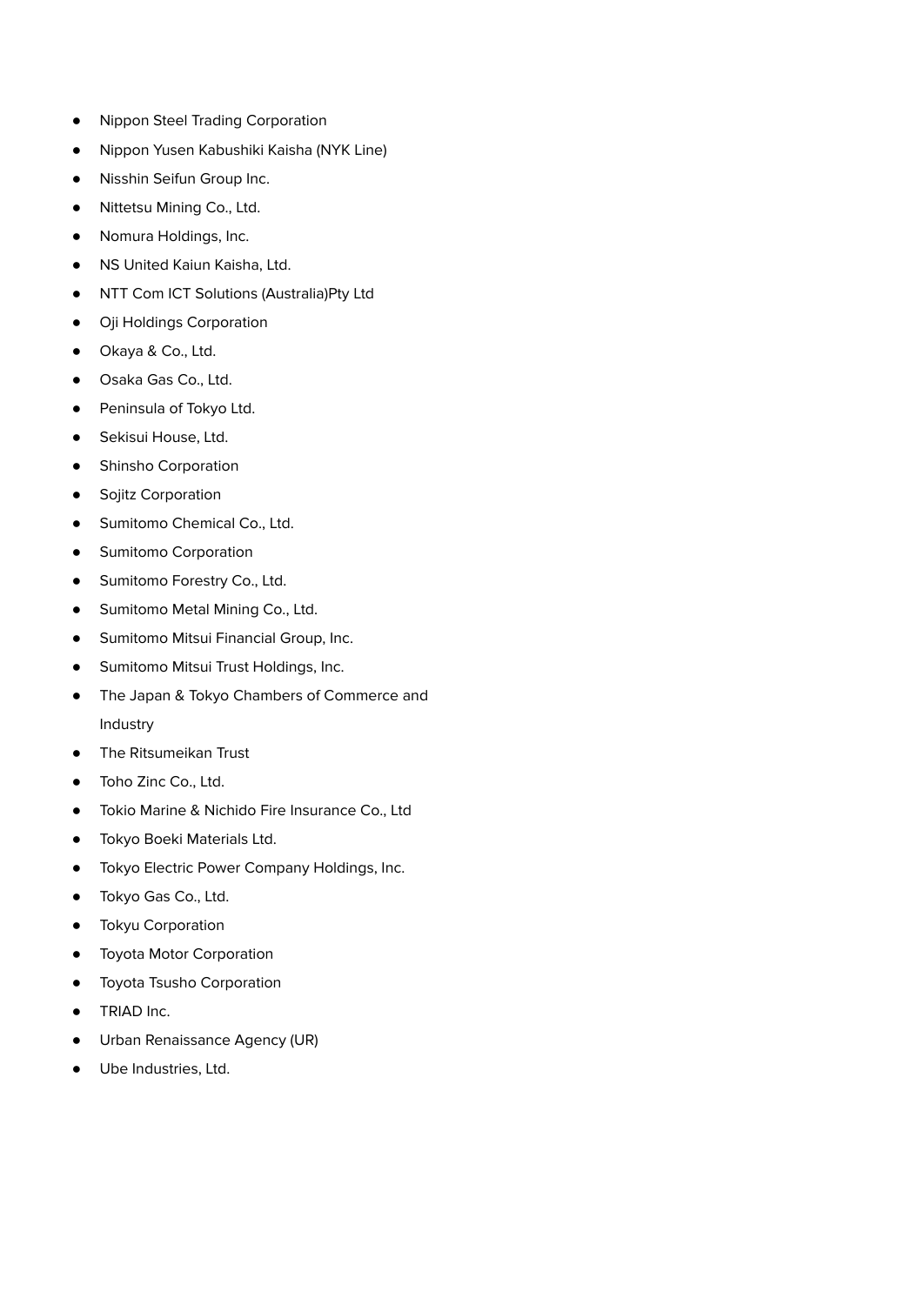- Nippon Steel Trading Corporation
- Nippon Yusen Kabushiki Kaisha (NYK Line)
- Nisshin Seifun Group Inc.
- Nittetsu Mining Co., Ltd.
- Nomura Holdings, Inc.
- NS United Kaiun Kaisha, Ltd.
- NTT Com ICT Solutions (Australia)Pty Ltd
- Oji Holdings Corporation
- Okaya & Co., Ltd.
- Osaka Gas Co., Ltd.
- Peninsula of Tokyo Ltd.
- Sekisui House, Ltd.
- Shinsho Corporation
- Sojitz Corporation
- Sumitomo Chemical Co., Ltd.
- Sumitomo Corporation
- Sumitomo Forestry Co., Ltd.
- Sumitomo Metal Mining Co., Ltd.
- Sumitomo Mitsui Financial Group, Inc.
- Sumitomo Mitsui Trust Holdings, Inc.
- The Japan & Tokyo Chambers of Commerce and Industry
- The Ritsumeikan Trust
- Toho Zinc Co., Ltd.
- Tokio Marine & Nichido Fire Insurance Co., Ltd
- Tokyo Boeki Materials Ltd.
- Tokyo Electric Power Company Holdings, Inc.
- Tokyo Gas Co., Ltd.
- Tokyu Corporation
- Toyota Motor Corporation
- Toyota Tsusho Corporation
- TRIAD Inc.
- Urban Renaissance Agency (UR)
- Ube Industries, Ltd.